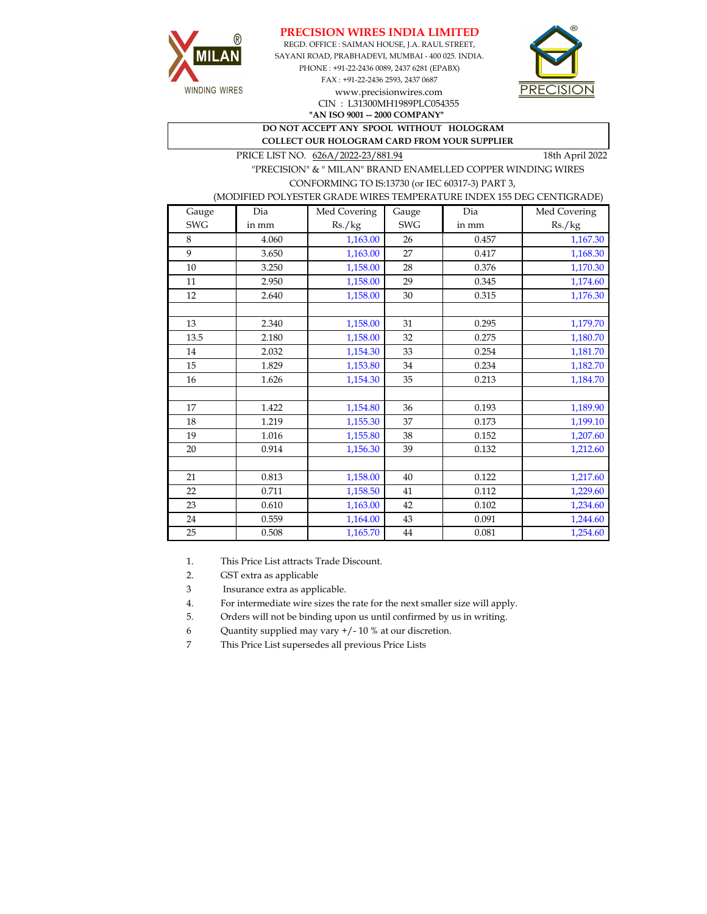# PRECISION WIRES INDIA LIMITED

MILAN WINDING WIRES

REGD. OFFICE : SAIMAN HOUSE, J.A. RAUL STREET,
SAYANI ROAD, PRABHADEVI, MUMBAI - 400 025. INDIA.
PHONE : +91-22-2436 0089, 2437 6281 (EPABX)
FAX : +91-22-2436 2593, 2437 0687
www.precisionwires.com
CIN : L31300MH1989PLC054355
**"AN ISO 9001 -- 2000 COMPANY"**

PRECISION

**DO NOT ACCEPT ANY SPOOL WITHOUT HOLOGRAM**
**COLLECT OUR HOLOGRAM CARD FROM YOUR SUPPLIER**

PRICE LIST NO. 626A/2022-23/881.94 — 18th April 2022

"PRECISION" & " MILAN" BRAND ENAMELLED COPPER WINDING WIRES
CONFORMING TO IS:13730 (or IEC 60317-3) PART 3,
(MODIFIED POLYESTER GRADE WIRES TEMPERATURE INDEX 155 DEG CENTIGRADE)

| Gauge SWG | Dia in mm | Med Covering Rs./kg | Gauge SWG | Dia in mm | Med Covering Rs./kg |
|---|---|---|---|---|---|
| 8 | 4.060 | 1,163.00 | 26 | 0.457 | 1,167.30 |
| 9 | 3.650 | 1,163.00 | 27 | 0.417 | 1,168.30 |
| 10 | 3.250 | 1,158.00 | 28 | 0.376 | 1,170.30 |
| 11 | 2.950 | 1,158.00 | 29 | 0.345 | 1,174.60 |
| 12 | 2.640 | 1,158.00 | 30 | 0.315 | 1,176.30 |
| | | | | | |
| 13 | 2.340 | 1,158.00 | 31 | 0.295 | 1,179.70 |
| 13.5 | 2.180 | 1,158.00 | 32 | 0.275 | 1,180.70 |
| 14 | 2.032 | 1,154.30 | 33 | 0.254 | 1,181.70 |
| 15 | 1.829 | 1,153.80 | 34 | 0.234 | 1,182.70 |
| 16 | 1.626 | 1,154.30 | 35 | 0.213 | 1,184.70 |
| | | | | | |
| 17 | 1.422 | 1,154.80 | 36 | 0.193 | 1,189.90 |
| 18 | 1.219 | 1,155.30 | 37 | 0.173 | 1,199.10 |
| 19 | 1.016 | 1,155.80 | 38 | 0.152 | 1,207.60 |
| 20 | 0.914 | 1,156.30 | 39 | 0.132 | 1,212.60 |
| | | | | | |
| 21 | 0.813 | 1,158.00 | 40 | 0.122 | 1,217.60 |
| 22 | 0.711 | 1,158.50 | 41 | 0.112 | 1,229.60 |
| 23 | 0.610 | 1,163.00 | 42 | 0.102 | 1,234.60 |
| 24 | 0.559 | 1,164.00 | 43 | 0.091 | 1,244.60 |
| 25 | 0.508 | 1,165.70 | 44 | 0.081 | 1,254.60 |

1. This Price List attracts Trade Discount.
2. GST extra as applicable
3. Insurance extra as applicable.
4. For intermediate wire sizes the rate for the next smaller size will apply.
5. Orders will not be binding upon us until confirmed by us in writing.
6. Quantity supplied may vary +/- 10 % at our discretion.
7. This Price List supersedes all previous Price Lists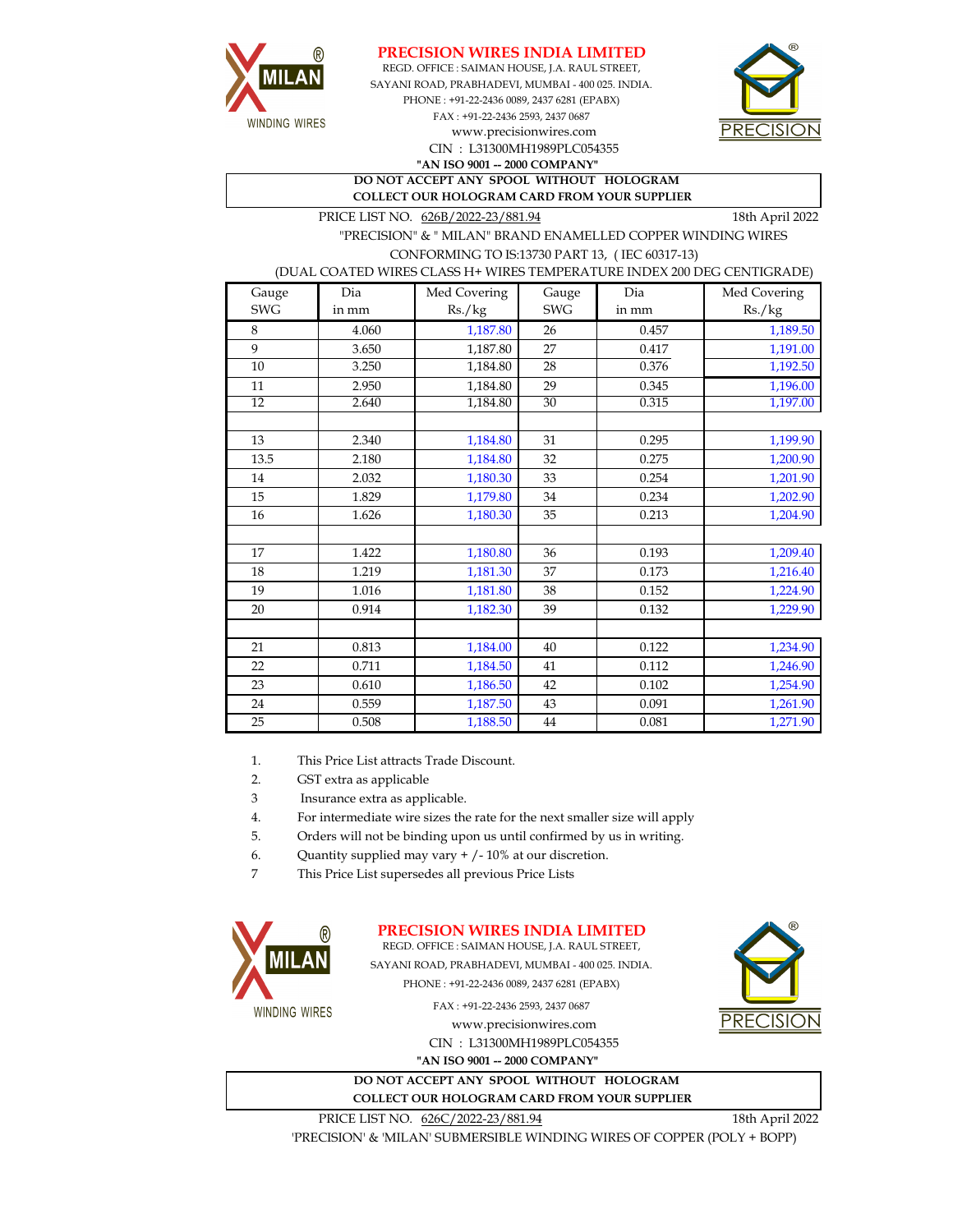# PRECISION WIRES INDIA LIMITED

REGD. OFFICE : SAIMAN HOUSE, J.A. RAUL STREET,
SAYANI ROAD, PRABHADEVI, MUMBAI - 400 025. INDIA.
PHONE : +91-22-2436 0089, 2437 6281 (EPABX)
FAX : +91-22-2436 2593, 2437 0687
www.precisionwires.com
CIN : L31300MH1989PLC054355
**"AN ISO 9001 -- 2000 COMPANY"**

**DO NOT ACCEPT ANY SPOOL WITHOUT HOLOGRAM**
**COLLECT OUR HOLOGRAM CARD FROM YOUR SUPPLIER**

PRICE LIST NO. 626B/2022-23/881.94 — 18th April 2022

"PRECISION" & " MILAN" BRAND ENAMELLED COPPER WINDING WIRES
CONFORMING TO IS:13730 PART 13, ( IEC 60317-13)
(DUAL COATED WIRES CLASS H+ WIRES TEMPERATURE INDEX 200 DEG CENTIGRADE)

| Gauge SWG | Dia in mm | Med Covering Rs./kg | Gauge SWG | Dia in mm | Med Covering Rs./kg |
|---|---|---|---|---|---|
| 8 | 4.060 | 1,187.80 | 26 | 0.457 | 1,189.50 |
| 9 | 3.650 | 1,187.80 | 27 | 0.417 | 1,191.00 |
| 10 | 3.250 | 1,184.80 | 28 | 0.376 | 1,192.50 |
| 11 | 2.950 | 1,184.80 | 29 | 0.345 | 1,196.00 |
| 12 | 2.640 | 1,184.80 | 30 | 0.315 | 1,197.00 |
| | | | | | |
| 13 | 2.340 | 1,184.80 | 31 | 0.295 | 1,199.90 |
| 13.5 | 2.180 | 1,184.80 | 32 | 0.275 | 1,200.90 |
| 14 | 2.032 | 1,180.30 | 33 | 0.254 | 1,201.90 |
| 15 | 1.829 | 1,179.80 | 34 | 0.234 | 1,202.90 |
| 16 | 1.626 | 1,180.30 | 35 | 0.213 | 1,204.90 |
| | | | | | |
| 17 | 1.422 | 1,180.80 | 36 | 0.193 | 1,209.40 |
| 18 | 1.219 | 1,181.30 | 37 | 0.173 | 1,216.40 |
| 19 | 1.016 | 1,181.80 | 38 | 0.152 | 1,224.90 |
| 20 | 0.914 | 1,182.30 | 39 | 0.132 | 1,229.90 |
| | | | | | |
| 21 | 0.813 | 1,184.00 | 40 | 0.122 | 1,234.90 |
| 22 | 0.711 | 1,184.50 | 41 | 0.112 | 1,246.90 |
| 23 | 0.610 | 1,186.50 | 42 | 0.102 | 1,254.90 |
| 24 | 0.559 | 1,187.50 | 43 | 0.091 | 1,261.90 |
| 25 | 0.508 | 1,188.50 | 44 | 0.081 | 1,271.90 |

1. This Price List attracts Trade Discount.
2. GST extra as applicable
3. Insurance extra as applicable.
4. For intermediate wire sizes the rate for the next smaller size will apply
5. Orders will not be binding upon us until confirmed by us in writing.
6. Quantity supplied may vary + / - 10% at our discretion.
7. This Price List supersedes all previous Price Lists

# PRECISION WIRES INDIA LIMITED

REGD. OFFICE : SAIMAN HOUSE, J.A. RAUL STREET,
SAYANI ROAD, PRABHADEVI, MUMBAI - 400 025. INDIA.
PHONE : +91-22-2436 0089, 2437 6281 (EPABX)
FAX : +91-22-2436 2593, 2437 0687
www.precisionwires.com
CIN : L31300MH1989PLC054355
**"AN ISO 9001 -- 2000 COMPANY"**

**DO NOT ACCEPT ANY SPOOL WITHOUT HOLOGRAM**
**COLLECT OUR HOLOGRAM CARD FROM YOUR SUPPLIER**

PRICE LIST NO. 626C/2022-23/881.94 — 18th April 2022

'PRECISION' & 'MILAN' SUBMERSIBLE WINDING WIRES OF COPPER (POLY + BOPP)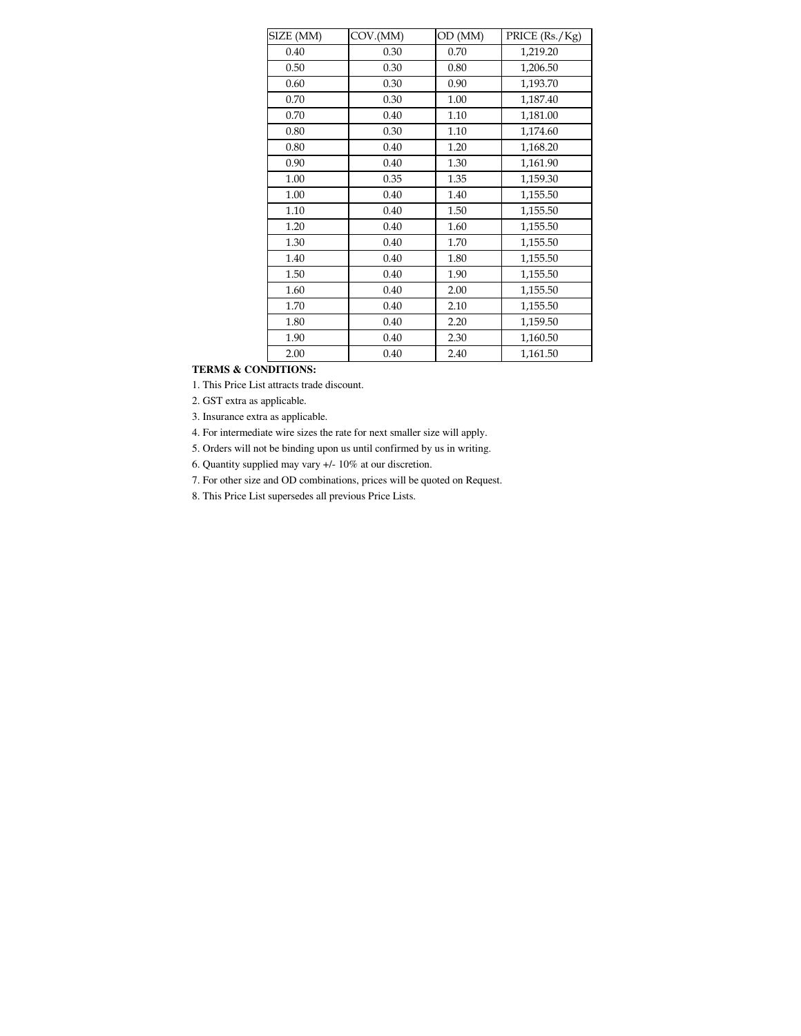| SIZE (MM) | COV.(MM) | OD (MM) | PRICE (Rs./Kg) |
|---|---|---|---|
| 0.40 | 0.30 | 0.70 | 1,219.20 |
| 0.50 | 0.30 | 0.80 | 1,206.50 |
| 0.60 | 0.30 | 0.90 | 1,193.70 |
| 0.70 | 0.30 | 1.00 | 1,187.40 |
| 0.70 | 0.40 | 1.10 | 1,181.00 |
| 0.80 | 0.30 | 1.10 | 1,174.60 |
| 0.80 | 0.40 | 1.20 | 1,168.20 |
| 0.90 | 0.40 | 1.30 | 1,161.90 |
| 1.00 | 0.35 | 1.35 | 1,159.30 |
| 1.00 | 0.40 | 1.40 | 1,155.50 |
| 1.10 | 0.40 | 1.50 | 1,155.50 |
| 1.20 | 0.40 | 1.60 | 1,155.50 |
| 1.30 | 0.40 | 1.70 | 1,155.50 |
| 1.40 | 0.40 | 1.80 | 1,155.50 |
| 1.50 | 0.40 | 1.90 | 1,155.50 |
| 1.60 | 0.40 | 2.00 | 1,155.50 |
| 1.70 | 0.40 | 2.10 | 1,155.50 |
| 1.80 | 0.40 | 2.20 | 1,159.50 |
| 1.90 | 0.40 | 2.30 | 1,160.50 |
| 2.00 | 0.40 | 2.40 | 1,161.50 |

**TERMS & CONDITIONS:**

1. This Price List attracts trade discount.
2. GST extra as applicable.
3. Insurance extra as applicable.
4. For intermediate wire sizes the rate for next smaller size will apply.
5. Orders will not be binding upon us until confirmed by us in writing.
6. Quantity supplied may vary +/- 10% at our discretion.
7. For other size and OD combinations, prices will be quoted on Request.
8. This Price List supersedes all previous Price Lists.